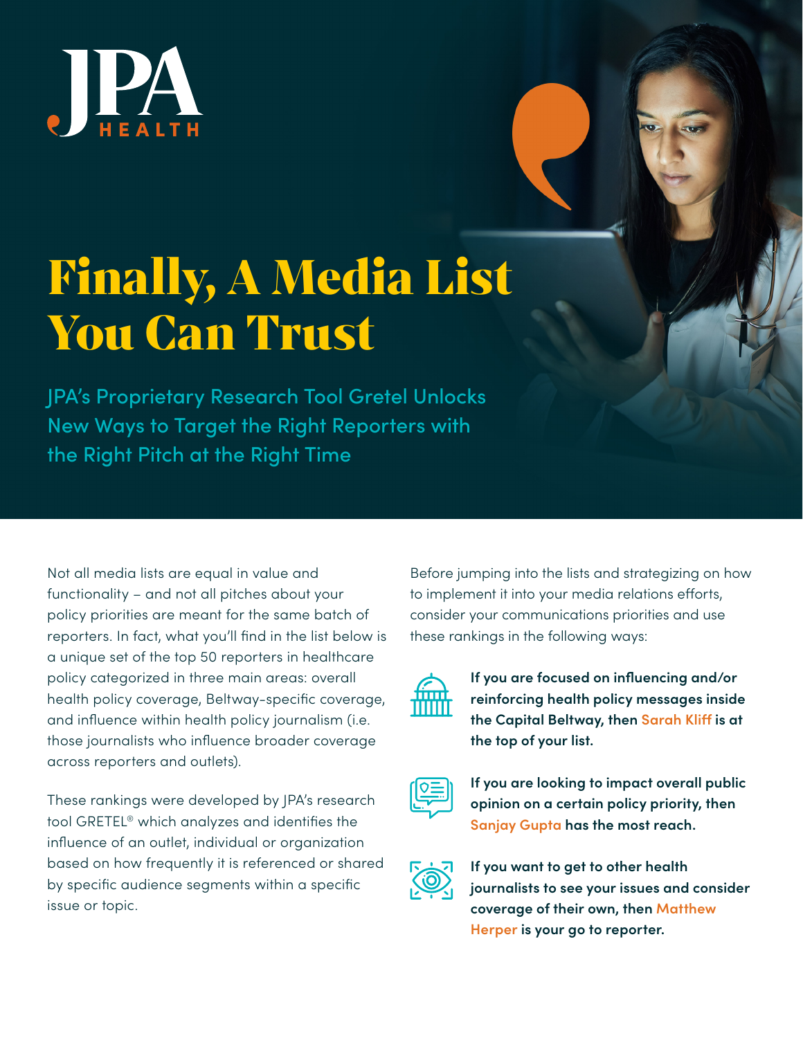JPA HEALTH

# Finally, A Media List You Can Trust

## JPA's Proprietary Research Tool Gretel Unlocks New Ways to Target the Right Reporters with the Right Pitch at the Right Time

Not all media lists are equal in value and functionality – and not all pitches about your policy priorities are meant for the same batch of reporters. In fact, what you'll find in the list below is a unique set of the top 50 reporters in healthcare policy categorized in three main areas: overall health policy coverage, Beltway-specific coverage, and influence within health policy journalism (i.e. those journalists who influence broader coverage across reporters and outlets).

These rankings were developed by JPA's research tool GRETEL® which analyzes and identifies the influence of an outlet, individual or organization based on how frequently it is referenced or shared by specific audience segments within a specific issue or topic.

Before jumping into the lists and strategizing on how to implement it into your media relations efforts, consider your communications priorities and use these rankings in the following ways:

- **If you are focused on influencing and/or reinforcing health policy messages inside the Capital Beltway, then Sarah Kliff is at the top of your list.**
- **If you are looking to impact overall public opinion on a certain policy priority, then Sanjay Gupta has the most reach.**
- **If you want to get to other health journalists to see your issues and consider coverage of their own, then Matthew Herper is your go to reporter.**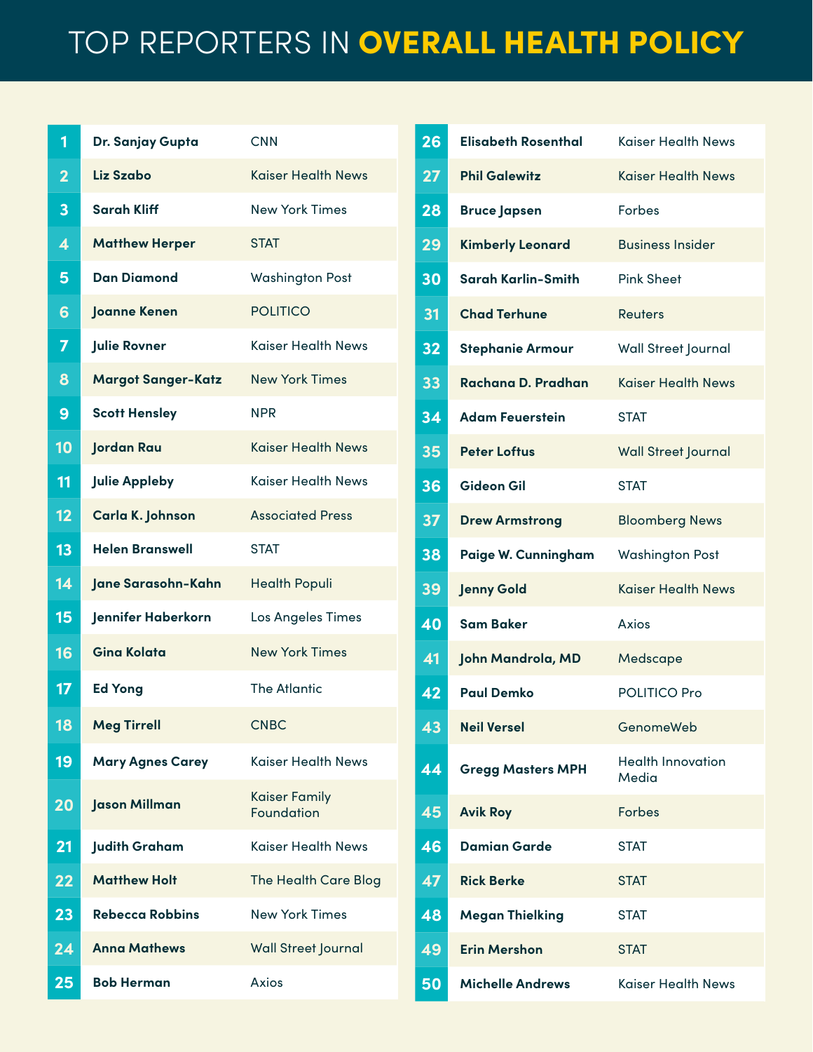# TOP REPORTERS IN OVERALL HEALTH POLICY

| Rank | Name | Outlet |
|---|---|---|
| 1 | Dr. Sanjay Gupta | CNN |
| 2 | Liz Szabo | Kaiser Health News |
| 3 | Sarah Kliff | New York Times |
| 4 | Matthew Herper | STAT |
| 5 | Dan Diamond | Washington Post |
| 6 | Joanne Kenen | POLITICO |
| 7 | Julie Rovner | Kaiser Health News |
| 8 | Margot Sanger-Katz | New York Times |
| 9 | Scott Hensley | NPR |
| 10 | Jordan Rau | Kaiser Health News |
| 11 | Julie Appleby | Kaiser Health News |
| 12 | Carla K. Johnson | Associated Press |
| 13 | Helen Branswell | STAT |
| 14 | Jane Sarasohn-Kahn | Health Populi |
| 15 | Jennifer Haberkorn | Los Angeles Times |
| 16 | Gina Kolata | New York Times |
| 17 | Ed Yong | The Atlantic |
| 18 | Meg Tirrell | CNBC |
| 19 | Mary Agnes Carey | Kaiser Health News |
| 20 | Jason Millman | Kaiser Family Foundation |
| 21 | Judith Graham | Kaiser Health News |
| 22 | Matthew Holt | The Health Care Blog |
| 23 | Rebecca Robbins | New York Times |
| 24 | Anna Mathews | Wall Street Journal |
| 25 | Bob Herman | Axios |
| 26 | Elisabeth Rosenthal | Kaiser Health News |
| 27 | Phil Galewitz | Kaiser Health News |
| 28 | Bruce Japsen | Forbes |
| 29 | Kimberly Leonard | Business Insider |
| 30 | Sarah Karlin-Smith | Pink Sheet |
| 31 | Chad Terhune | Reuters |
| 32 | Stephanie Armour | Wall Street Journal |
| 33 | Rachana D. Pradhan | Kaiser Health News |
| 34 | Adam Feuerstein | STAT |
| 35 | Peter Loftus | Wall Street Journal |
| 36 | Gideon Gil | STAT |
| 37 | Drew Armstrong | Bloomberg News |
| 38 | Paige W. Cunningham | Washington Post |
| 39 | Jenny Gold | Kaiser Health News |
| 40 | Sam Baker | Axios |
| 41 | John Mandrola, MD | Medscape |
| 42 | Paul Demko | POLITICO Pro |
| 43 | Neil Versel | GenomeWeb |
| 44 | Gregg Masters MPH | Health Innovation Media |
| 45 | Avik Roy | Forbes |
| 46 | Damian Garde | STAT |
| 47 | Rick Berke | STAT |
| 48 | Megan Thielking | STAT |
| 49 | Erin Mershon | STAT |
| 50 | Michelle Andrews | Kaiser Health News |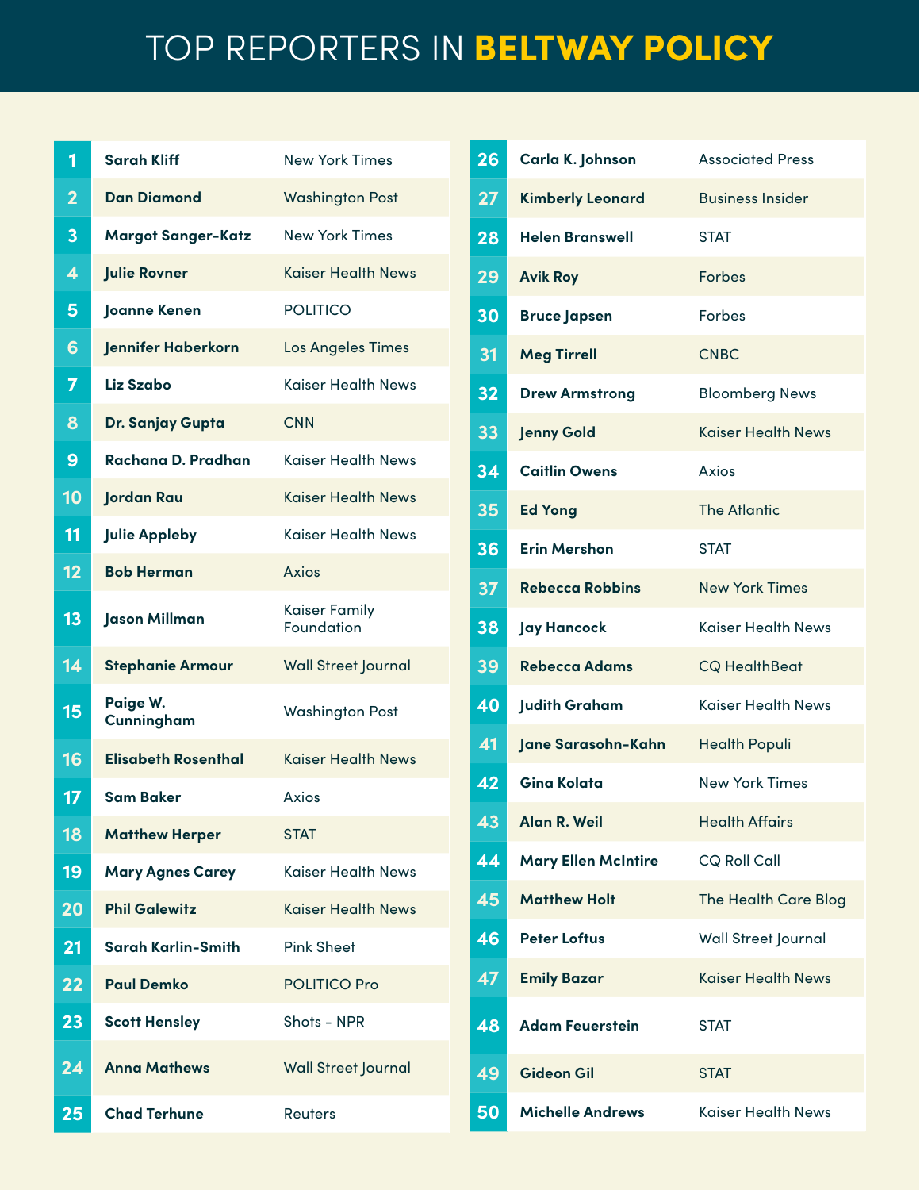# TOP REPORTERS IN **BELTWAY POLICY**

| Rank | Name | Outlet |
|---|---|---|
| 1 | **Sarah Kliff** | New York Times |
| 2 | **Dan Diamond** | Washington Post |
| 3 | **Margot Sanger-Katz** | New York Times |
| 4 | **Julie Rovner** | Kaiser Health News |
| 5 | **Joanne Kenen** | POLITICO |
| 6 | **Jennifer Haberkorn** | Los Angeles Times |
| 7 | **Liz Szabo** | Kaiser Health News |
| 8 | **Dr. Sanjay Gupta** | CNN |
| 9 | **Rachana D. Pradhan** | Kaiser Health News |
| 10 | **Jordan Rau** | Kaiser Health News |
| 11 | **Julie Appleby** | Kaiser Health News |
| 12 | **Bob Herman** | Axios |
| 13 | **Jason Millman** | Kaiser Family Foundation |
| 14 | **Stephanie Armour** | Wall Street Journal |
| 15 | **Paige W. Cunningham** | Washington Post |
| 16 | **Elisabeth Rosenthal** | Kaiser Health News |
| 17 | **Sam Baker** | Axios |
| 18 | **Matthew Herper** | STAT |
| 19 | **Mary Agnes Carey** | Kaiser Health News |
| 20 | **Phil Galewitz** | Kaiser Health News |
| 21 | **Sarah Karlin-Smith** | Pink Sheet |
| 22 | **Paul Demko** | POLITICO Pro |
| 23 | **Scott Hensley** | Shots - NPR |
| 24 | **Anna Mathews** | Wall Street Journal |
| 25 | **Chad Terhune** | Reuters |
| 26 | **Carla K. Johnson** | Associated Press |
| 27 | **Kimberly Leonard** | Business Insider |
| 28 | **Helen Branswell** | STAT |
| 29 | **Avik Roy** | Forbes |
| 30 | **Bruce Japsen** | Forbes |
| 31 | **Meg Tirrell** | CNBC |
| 32 | **Drew Armstrong** | Bloomberg News |
| 33 | **Jenny Gold** | Kaiser Health News |
| 34 | **Caitlin Owens** | Axios |
| 35 | **Ed Yong** | The Atlantic |
| 36 | **Erin Mershon** | STAT |
| 37 | **Rebecca Robbins** | New York Times |
| 38 | **Jay Hancock** | Kaiser Health News |
| 39 | **Rebecca Adams** | CQ HealthBeat |
| 40 | **Judith Graham** | Kaiser Health News |
| 41 | **Jane Sarasohn-Kahn** | Health Populi |
| 42 | **Gina Kolata** | New York Times |
| 43 | **Alan R. Weil** | Health Affairs |
| 44 | **Mary Ellen McIntire** | CQ Roll Call |
| 45 | **Matthew Holt** | The Health Care Blog |
| 46 | **Peter Loftus** | Wall Street Journal |
| 47 | **Emily Bazar** | Kaiser Health News |
| 48 | **Adam Feuerstein** | STAT |
| 49 | **Gideon Gil** | STAT |
| 50 | **Michelle Andrews** | Kaiser Health News |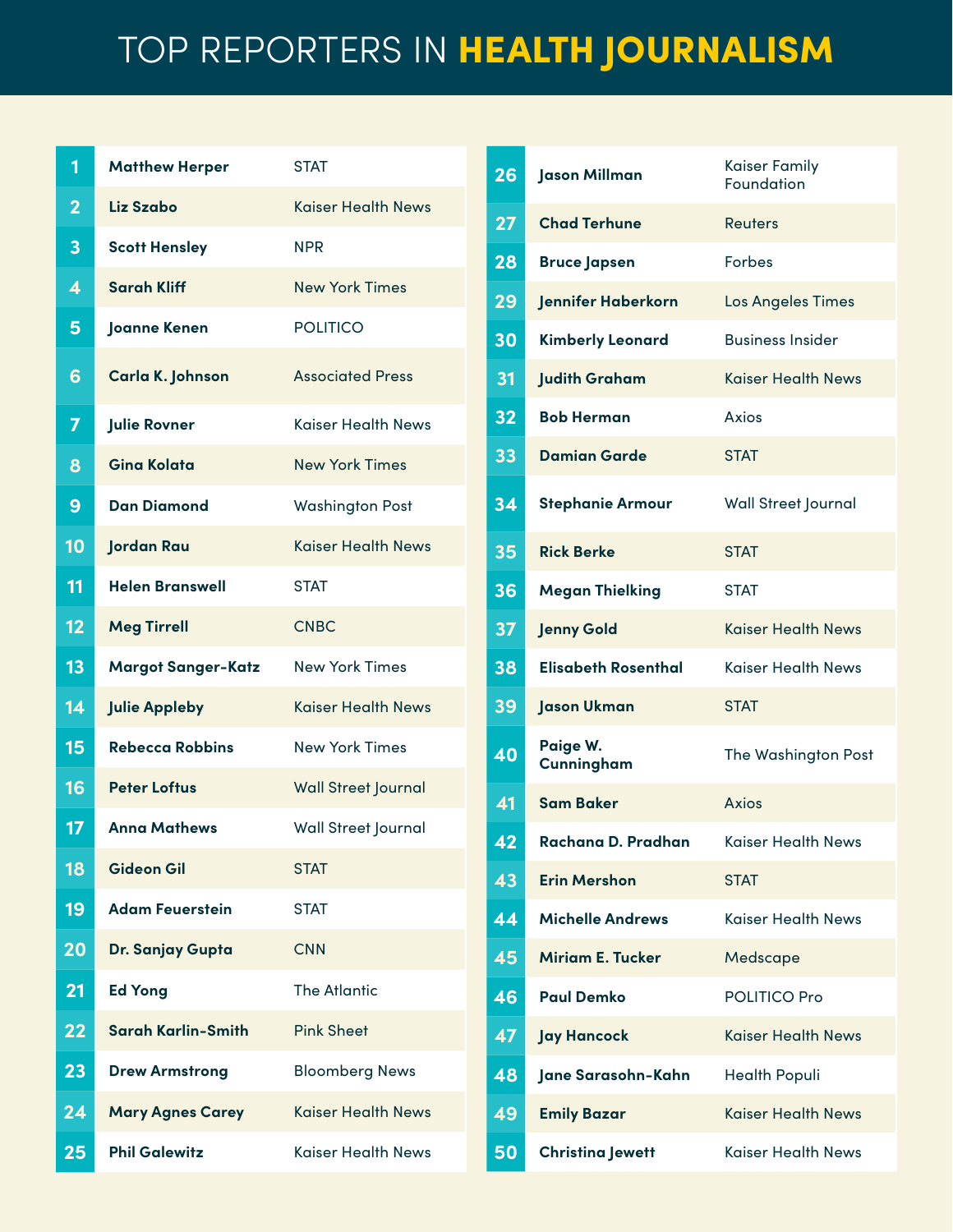# TOP REPORTERS IN **HEALTH JOURNALISM**

| | | |
|---|---|---|
| 1 | **Matthew Herper** | STAT |
| 2 | **Liz Szabo** | Kaiser Health News |
| 3 | **Scott Hensley** | NPR |
| 4 | **Sarah Kliff** | New York Times |
| 5 | **Joanne Kenen** | POLITICO |
| 6 | **Carla K. Johnson** | Associated Press |
| 7 | **Julie Rovner** | Kaiser Health News |
| 8 | **Gina Kolata** | New York Times |
| 9 | **Dan Diamond** | Washington Post |
| 10 | **Jordan Rau** | Kaiser Health News |
| 11 | **Helen Branswell** | STAT |
| 12 | **Meg Tirrell** | CNBC |
| 13 | **Margot Sanger-Katz** | New York Times |
| 14 | **Julie Appleby** | Kaiser Health News |
| 15 | **Rebecca Robbins** | New York Times |
| 16 | **Peter Loftus** | Wall Street Journal |
| 17 | **Anna Mathews** | Wall Street Journal |
| 18 | **Gideon Gil** | STAT |
| 19 | **Adam Feuerstein** | STAT |
| 20 | **Dr. Sanjay Gupta** | CNN |
| 21 | **Ed Yong** | The Atlantic |
| 22 | **Sarah Karlin-Smith** | Pink Sheet |
| 23 | **Drew Armstrong** | Bloomberg News |
| 24 | **Mary Agnes Carey** | Kaiser Health News |
| 25 | **Phil Galewitz** | Kaiser Health News |
| 26 | **Jason Millman** | Kaiser Family Foundation |
| 27 | **Chad Terhune** | Reuters |
| 28 | **Bruce Japsen** | Forbes |
| 29 | **Jennifer Haberkorn** | Los Angeles Times |
| 30 | **Kimberly Leonard** | Business Insider |
| 31 | **Judith Graham** | Kaiser Health News |
| 32 | **Bob Herman** | Axios |
| 33 | **Damian Garde** | STAT |
| 34 | **Stephanie Armour** | Wall Street Journal |
| 35 | **Rick Berke** | STAT |
| 36 | **Megan Thielking** | STAT |
| 37 | **Jenny Gold** | Kaiser Health News |
| 38 | **Elisabeth Rosenthal** | Kaiser Health News |
| 39 | **Jason Ukman** | STAT |
| 40 | **Paige W. Cunningham** | The Washington Post |
| 41 | **Sam Baker** | Axios |
| 42 | **Rachana D. Pradhan** | Kaiser Health News |
| 43 | **Erin Mershon** | STAT |
| 44 | **Michelle Andrews** | Kaiser Health News |
| 45 | **Miriam E. Tucker** | Medscape |
| 46 | **Paul Demko** | POLITICO Pro |
| 47 | **Jay Hancock** | Kaiser Health News |
| 48 | **Jane Sarasohn-Kahn** | Health Populi |
| 49 | **Emily Bazar** | Kaiser Health News |
| 50 | **Christina Jewett** | Kaiser Health News |